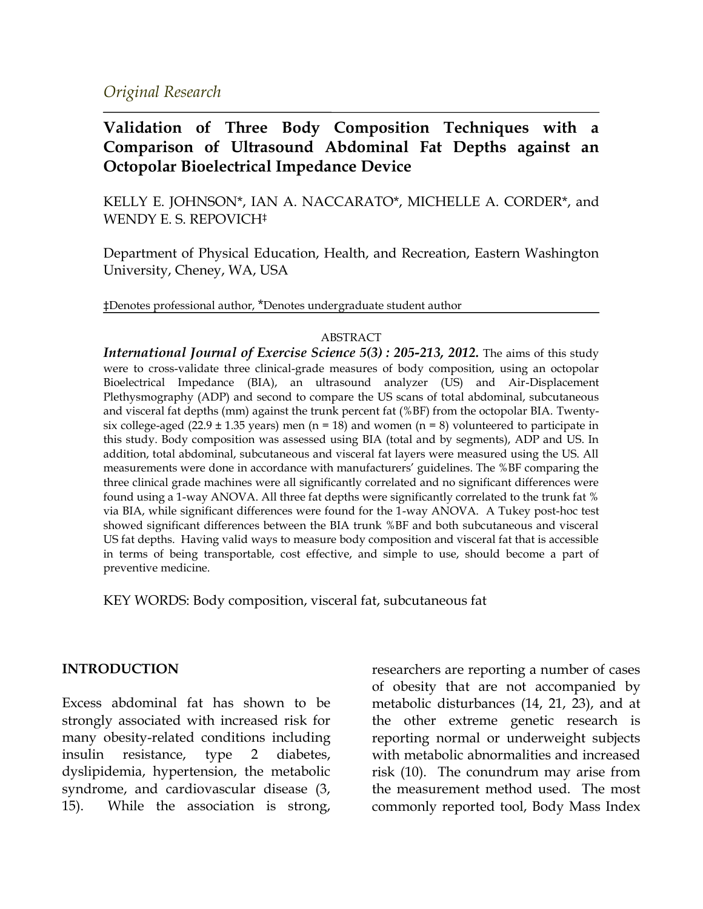*Original Research*

# Validation of Three Body Composition Techniques with a Comparison of Ultrasound Abdominal Fat Depths against an Octopolar Bioelectrical Impedance Device

KELLY E. JOHNSON*, IAN A. NACCARATO*, MICHELLE A. CORDER*, and WENDY E. S. REPOVICH‡

Department of Physical Education, Health, and Recreation, Eastern Washington University, Cheney, WA, USA

‡Denotes professional author, *Denotes undergraduate student author

## ABSTRACT

***International Journal of Exercise Science 5(3) : 205-213, 2012.*** The aims of this study were to cross-validate three clinical-grade measures of body composition, using an octopolar Bioelectrical Impedance (BIA), an ultrasound analyzer (US) and Air-Displacement Plethysmography (ADP) and second to compare the US scans of total abdominal, subcutaneous and visceral fat depths (mm) against the trunk percent fat (%BF) from the octopolar BIA. Twenty-six college-aged (22.9 ± 1.35 years) men (n = 18) and women (n = 8) volunteered to participate in this study. Body composition was assessed using BIA (total and by segments), ADP and US. In addition, total abdominal, subcutaneous and visceral fat layers were measured using the US. All measurements were done in accordance with manufacturers' guidelines. The %BF comparing the three clinical grade machines were all significantly correlated and no significant differences were found using a 1-way ANOVA. All three fat depths were significantly correlated to the trunk fat % via BIA, while significant differences were found for the 1-way ANOVA. A Tukey post-hoc test showed significant differences between the BIA trunk %BF and both subcutaneous and visceral US fat depths. Having valid ways to measure body composition and visceral fat that is accessible in terms of being transportable, cost effective, and simple to use, should become a part of preventive medicine.

KEY WORDS: Body composition, visceral fat, subcutaneous fat

## INTRODUCTION

Excess abdominal fat has shown to be strongly associated with increased risk for many obesity-related conditions including insulin resistance, type 2 diabetes, dyslipidemia, hypertension, the metabolic syndrome, and cardiovascular disease (3, 15). While the association is strong, researchers are reporting a number of cases of obesity that are not accompanied by metabolic disturbances (14, 21, 23), and at the other extreme genetic research is reporting normal or underweight subjects with metabolic abnormalities and increased risk (10). The conundrum may arise from the measurement method used. The most commonly reported tool, Body Mass Index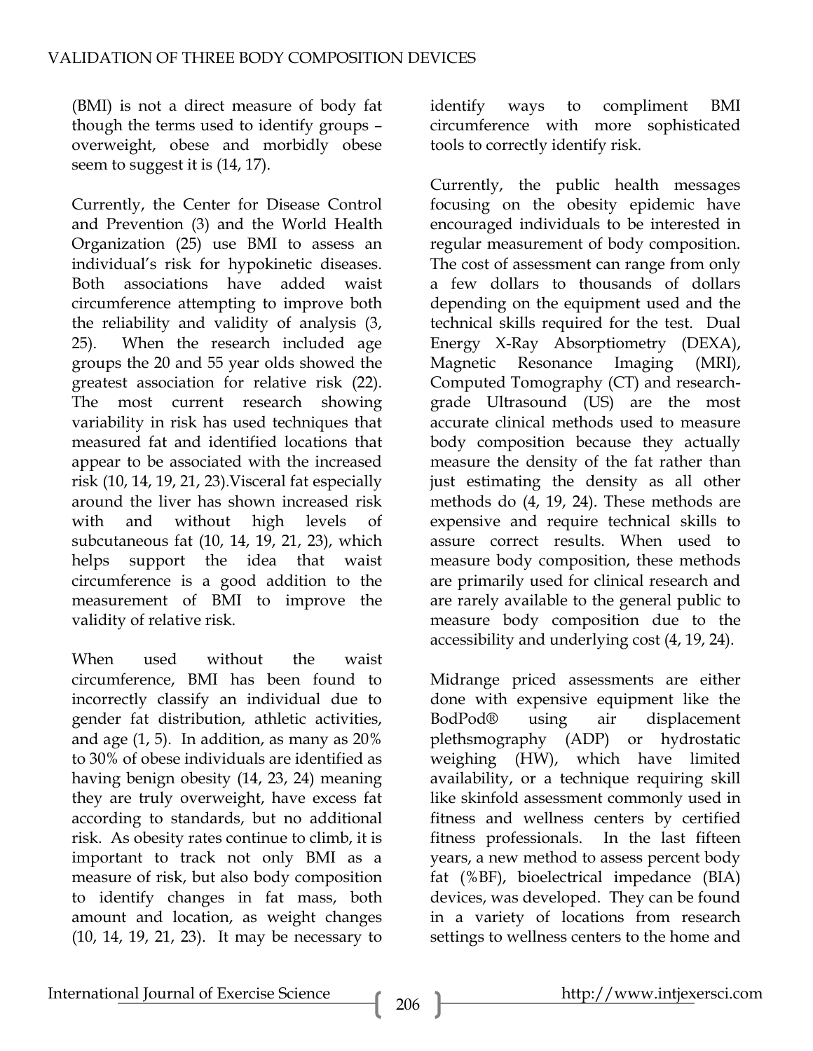(BMI) is not a direct measure of body fat though the terms used to identify groups – overweight, obese and morbidly obese seem to suggest it is (14, 17).

Currently, the Center for Disease Control and Prevention (3) and the World Health Organization (25) use BMI to assess an individual's risk for hypokinetic diseases. Both associations have added waist circumference attempting to improve both the reliability and validity of analysis (3, 25). When the research included age groups the 20 and 55 year olds showed the greatest association for relative risk (22). The most current research showing variability in risk has used techniques that measured fat and identified locations that appear to be associated with the increased risk (10, 14, 19, 21, 23).Visceral fat especially around the liver has shown increased risk with and without high levels of subcutaneous fat (10, 14, 19, 21, 23), which helps support the idea that waist circumference is a good addition to the measurement of BMI to improve the validity of relative risk.

When used without the waist circumference, BMI has been found to incorrectly classify an individual due to gender fat distribution, athletic activities, and age (1, 5). In addition, as many as 20% to 30% of obese individuals are identified as having benign obesity (14, 23, 24) meaning they are truly overweight, have excess fat according to standards, but no additional risk. As obesity rates continue to climb, it is important to track not only BMI as a measure of risk, but also body composition to identify changes in fat mass, both amount and location, as weight changes (10, 14, 19, 21, 23). It may be necessary to identify ways to compliment BMI circumference with more sophisticated tools to correctly identify risk.

Currently, the public health messages focusing on the obesity epidemic have encouraged individuals to be interested in regular measurement of body composition. The cost of assessment can range from only a few dollars to thousands of dollars depending on the equipment used and the technical skills required for the test. Dual Energy X-Ray Absorptiometry (DEXA), Magnetic Resonance Imaging (MRI), Computed Tomography (CT) and research-grade Ultrasound (US) are the most accurate clinical methods used to measure body composition because they actually measure the density of the fat rather than just estimating the density as all other methods do (4, 19, 24). These methods are expensive and require technical skills to assure correct results. When used to measure body composition, these methods are primarily used for clinical research and are rarely available to the general public to measure body composition due to the accessibility and underlying cost (4, 19, 24).

Midrange priced assessments are either done with expensive equipment like the BodPod® using air displacement plethsmography (ADP) or hydrostatic weighing (HW), which have limited availability, or a technique requiring skill like skinfold assessment commonly used in fitness and wellness centers by certified fitness professionals. In the last fifteen years, a new method to assess percent body fat (%BF), bioelectrical impedance (BIA) devices, was developed. They can be found in a variety of locations from research settings to wellness centers to the home and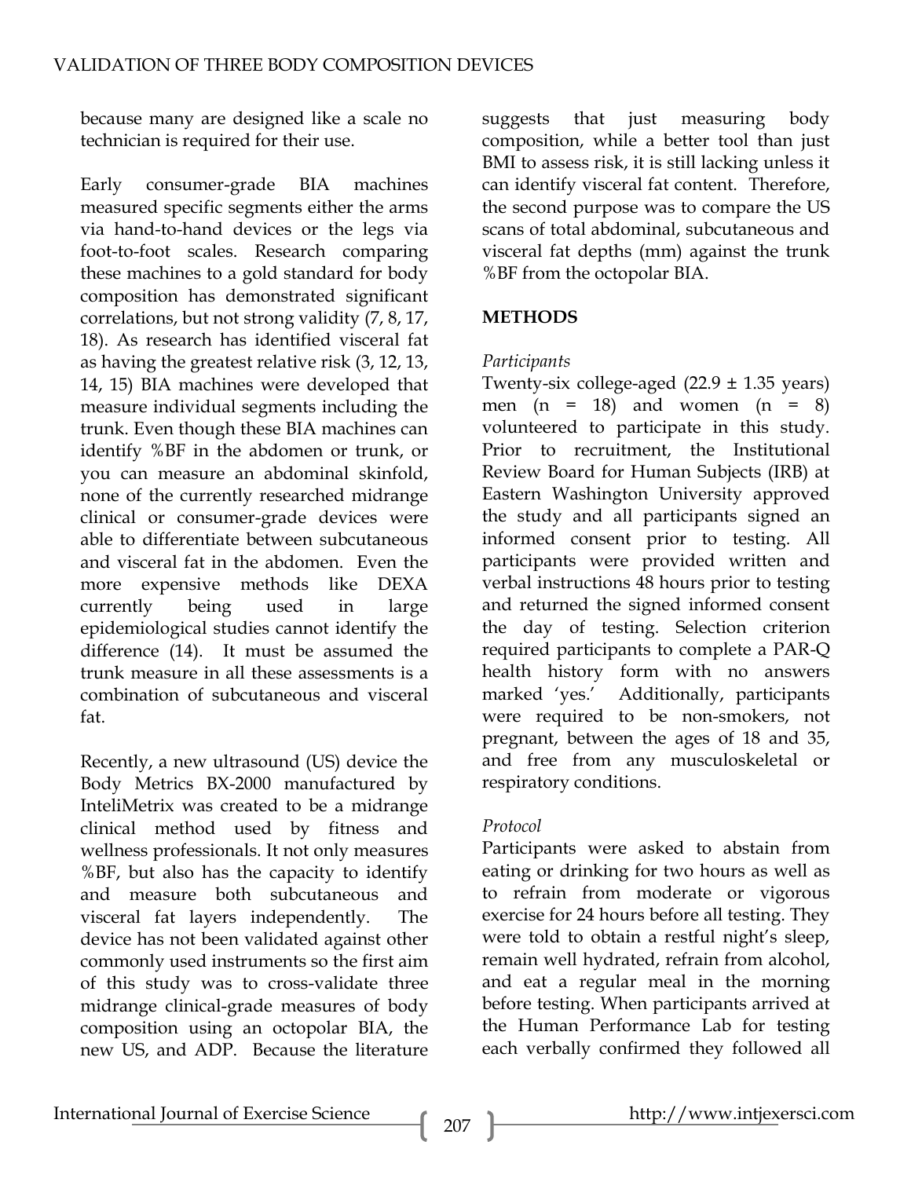because many are designed like a scale no technician is required for their use.

Early consumer-grade BIA machines measured specific segments either the arms via hand-to-hand devices or the legs via foot-to-foot scales. Research comparing these machines to a gold standard for body composition has demonstrated significant correlations, but not strong validity (7, 8, 17, 18). As research has identified visceral fat as having the greatest relative risk (3, 12, 13, 14, 15) BIA machines were developed that measure individual segments including the trunk. Even though these BIA machines can identify %BF in the abdomen or trunk, or you can measure an abdominal skinfold, none of the currently researched midrange clinical or consumer-grade devices were able to differentiate between subcutaneous and visceral fat in the abdomen. Even the more expensive methods like DEXA currently being used in large epidemiological studies cannot identify the difference (14). It must be assumed the trunk measure in all these assessments is a combination of subcutaneous and visceral fat.

Recently, a new ultrasound (US) device the Body Metrics BX-2000 manufactured by InteliMetrix was created to be a midrange clinical method used by fitness and wellness professionals. It not only measures %BF, but also has the capacity to identify and measure both subcutaneous and visceral fat layers independently. The device has not been validated against other commonly used instruments so the first aim of this study was to cross-validate three midrange clinical-grade measures of body composition using an octopolar BIA, the new US, and ADP. Because the literature suggests that just measuring body composition, while a better tool than just BMI to assess risk, it is still lacking unless it can identify visceral fat content. Therefore, the second purpose was to compare the US scans of total abdominal, subcutaneous and visceral fat depths (mm) against the trunk %BF from the octopolar BIA.

## METHODS

*Participants*

Twenty-six college-aged (22.9 ± 1.35 years) men (n = 18) and women (n = 8) volunteered to participate in this study. Prior to recruitment, the Institutional Review Board for Human Subjects (IRB) at Eastern Washington University approved the study and all participants signed an informed consent prior to testing. All participants were provided written and verbal instructions 48 hours prior to testing and returned the signed informed consent the day of testing. Selection criterion required participants to complete a PAR-Q health history form with no answers marked 'yes.' Additionally, participants were required to be non-smokers, not pregnant, between the ages of 18 and 35, and free from any musculoskeletal or respiratory conditions.

*Protocol*

Participants were asked to abstain from eating or drinking for two hours as well as to refrain from moderate or vigorous exercise for 24 hours before all testing. They were told to obtain a restful night's sleep, remain well hydrated, refrain from alcohol, and eat a regular meal in the morning before testing. When participants arrived at the Human Performance Lab for testing each verbally confirmed they followed all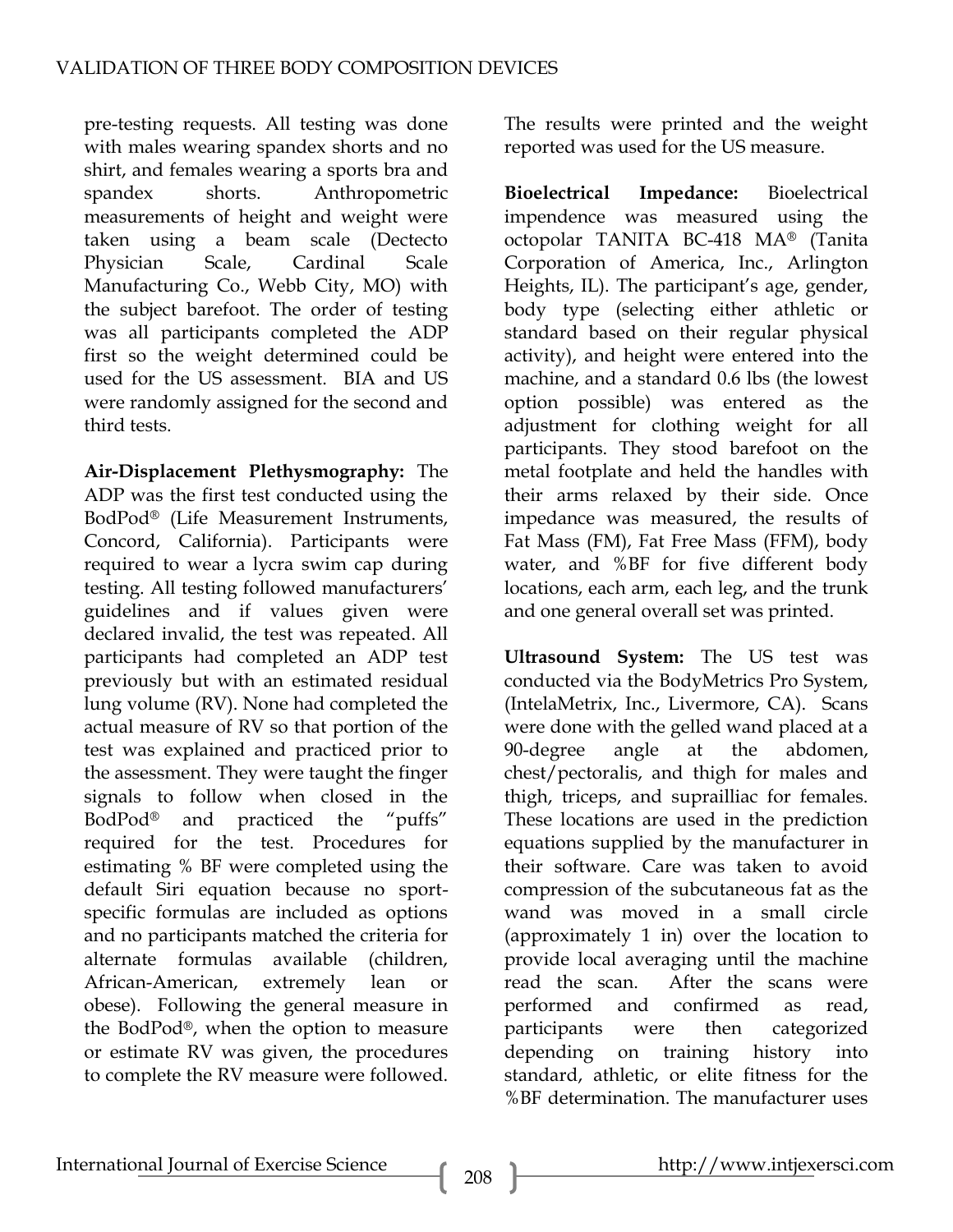pre-testing requests. All testing was done with males wearing spandex shorts and no shirt, and females wearing a sports bra and spandex shorts. Anthropometric measurements of height and weight were taken using a beam scale (Dectecto Physician Scale, Cardinal Scale Manufacturing Co., Webb City, MO) with the subject barefoot. The order of testing was all participants completed the ADP first so the weight determined could be used for the US assessment. BIA and US were randomly assigned for the second and third tests.

**Air-Displacement Plethysmography:** The ADP was the first test conducted using the BodPod® (Life Measurement Instruments, Concord, California). Participants were required to wear a lycra swim cap during testing. All testing followed manufacturers' guidelines and if values given were declared invalid, the test was repeated. All participants had completed an ADP test previously but with an estimated residual lung volume (RV). None had completed the actual measure of RV so that portion of the test was explained and practiced prior to the assessment. They were taught the finger signals to follow when closed in the BodPod® and practiced the "puffs" required for the test. Procedures for estimating % BF were completed using the default Siri equation because no sport-specific formulas are included as options and no participants matched the criteria for alternate formulas available (children, African-American, extremely lean or obese). Following the general measure in the BodPod®, when the option to measure or estimate RV was given, the procedures to complete the RV measure were followed. The results were printed and the weight reported was used for the US measure.

**Bioelectrical Impedance:** Bioelectrical impendence was measured using the octopolar TANITA BC-418 MA® (Tanita Corporation of America, Inc., Arlington Heights, IL). The participant's age, gender, body type (selecting either athletic or standard based on their regular physical activity), and height were entered into the machine, and a standard 0.6 lbs (the lowest option possible) was entered as the adjustment for clothing weight for all participants. They stood barefoot on the metal footplate and held the handles with their arms relaxed by their side. Once impedance was measured, the results of Fat Mass (FM), Fat Free Mass (FFM), body water, and %BF for five different body locations, each arm, each leg, and the trunk and one general overall set was printed.

**Ultrasound System:** The US test was conducted via the BodyMetrics Pro System, (IntelaMetrix, Inc., Livermore, CA). Scans were done with the gelled wand placed at a 90-degree angle at the abdomen, chest/pectoralis, and thigh for males and thigh, triceps, and suprailliac for females. These locations are used in the prediction equations supplied by the manufacturer in their software. Care was taken to avoid compression of the subcutaneous fat as the wand was moved in a small circle (approximately 1 in) over the location to provide local averaging until the machine read the scan. After the scans were performed and confirmed as read, participants were then categorized depending on training history into standard, athletic, or elite fitness for the %BF determination. The manufacturer uses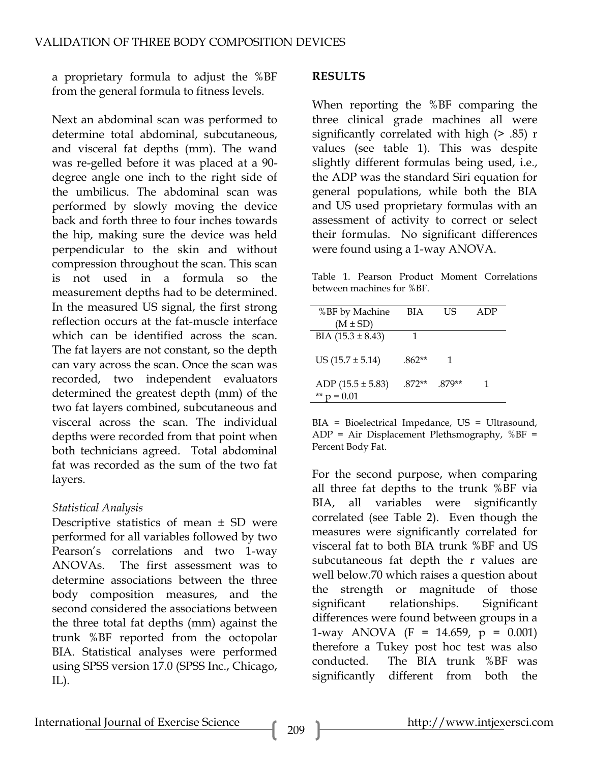a proprietary formula to adjust the %BF from the general formula to fitness levels.

Next an abdominal scan was performed to determine total abdominal, subcutaneous, and visceral fat depths (mm). The wand was re-gelled before it was placed at a 90-degree angle one inch to the right side of the umbilicus. The abdominal scan was performed by slowly moving the device back and forth three to four inches towards the hip, making sure the device was held perpendicular to the skin and without compression throughout the scan. This scan is not used in a formula so the measurement depths had to be determined. In the measured US signal, the first strong reflection occurs at the fat-muscle interface which can be identified across the scan. The fat layers are not constant, so the depth can vary across the scan. Once the scan was recorded, two independent evaluators determined the greatest depth (mm) of the two fat layers combined, subcutaneous and visceral across the scan. The individual depths were recorded from that point when both technicians agreed. Total abdominal fat was recorded as the sum of the two fat layers.

*Statistical Analysis*

Descriptive statistics of mean ± SD were performed for all variables followed by two Pearson's correlations and two 1-way ANOVAs. The first assessment was to determine associations between the three body composition measures, and the second considered the associations between the three total fat depths (mm) against the trunk %BF reported from the octopolar BIA. Statistical analyses were performed using SPSS version 17.0 (SPSS Inc., Chicago, IL).

## RESULTS

When reporting the %BF comparing the three clinical grade machines all were significantly correlated with high (> .85) r values (see table 1). This was despite slightly different formulas being used, i.e., the ADP was the standard Siri equation for general populations, while both the BIA and US used proprietary formulas with an assessment of activity to correct or select their formulas. No significant differences were found using a 1-way ANOVA.

Table 1. Pearson Product Moment Correlations between machines for %BF.

| %BF by Machine (M ± SD) | BIA | US | ADP |
|---|---|---|---|
| BIA (15.3 ± 8.43) | 1 | | |
| US (15.7 ± 5.14) | .862** | 1 | |
| ADP (15.5 ± 5.83) | .872** | .879** | 1 |
| ** p = 0.01 | | | |

BIA = Bioelectrical Impedance, US = Ultrasound, ADP = Air Displacement Plethsmography, %BF = Percent Body Fat.

For the second purpose, when comparing all three fat depths to the trunk %BF via BIA, all variables were significantly correlated (see Table 2). Even though the measures were significantly correlated for visceral fat to both BIA trunk %BF and US subcutaneous fat depth the r values are well below.70 which raises a question about the strength or magnitude of those significant relationships. Significant differences were found between groups in a 1-way ANOVA ($F = 14.659$, $p = 0.001$) therefore a Tukey post hoc test was also conducted. The BIA trunk %BF was significantly different from both the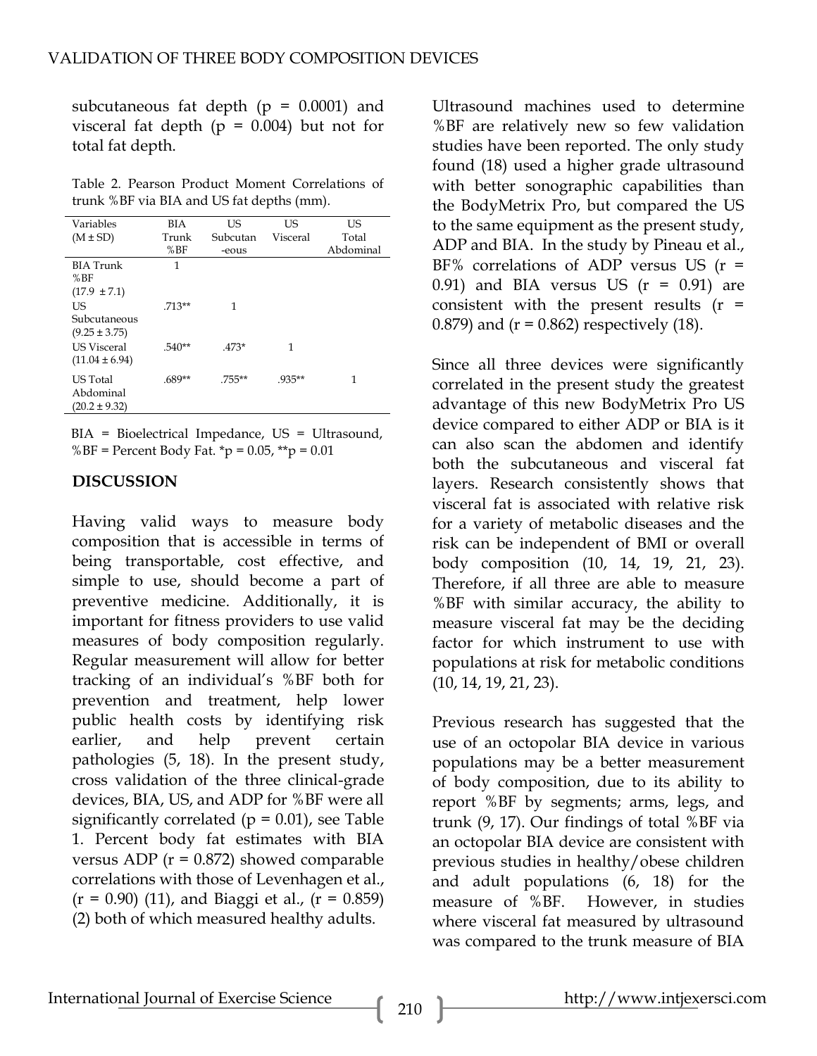subcutaneous fat depth ($p = 0.0001$) and visceral fat depth ($p = 0.004$) but not for total fat depth.

Table 2. Pearson Product Moment Correlations of trunk %BF via BIA and US fat depths (mm).

| Variables (M ± SD) | BIA Trunk %BF | US Subcutaneous | US Visceral | US Total Abdominal |
|---|---|---|---|---|
| BIA Trunk %BF (17.9 ± 7.1) | 1 | | | |
| US Subcutaneous (9.25 ± 3.75) | .713** | 1 | | |
| US Visceral (11.04 ± 6.94) | .540** | .473* | 1 | |
| US Total Abdominal (20.2 ± 9.32) | .689** | .755** | .935** | 1 |

BIA = Bioelectrical Impedance, US = Ultrasound, %BF = Percent Body Fat. *p = 0.05, **p = 0.01

## DISCUSSION

Having valid ways to measure body composition that is accessible in terms of being transportable, cost effective, and simple to use, should become a part of preventive medicine. Additionally, it is important for fitness providers to use valid measures of body composition regularly. Regular measurement will allow for better tracking of an individual's %BF both for prevention and treatment, help lower public health costs by identifying risk earlier, and help prevent certain pathologies (5, 18). In the present study, cross validation of the three clinical-grade devices, BIA, US, and ADP for %BF were all significantly correlated ($p = 0.01$), see Table 1. Percent body fat estimates with BIA versus ADP ($r = 0.872$) showed comparable correlations with those of Levenhagen et al., ($r = 0.90$) (11), and Biaggi et al., ($r = 0.859$) (2) both of which measured healthy adults.

Ultrasound machines used to determine %BF are relatively new so few validation studies have been reported. The only study found (18) used a higher grade ultrasound with better sonographic capabilities than the BodyMetrix Pro, but compared the US to the same equipment as the present study, ADP and BIA. In the study by Pineau et al., BF% correlations of ADP versus US ($r = 0.91$) and BIA versus US ($r = 0.91$) are consistent with the present results ($r = 0.879$) and ($r = 0.862$) respectively (18).

Since all three devices were significantly correlated in the present study the greatest advantage of this new BodyMetrix Pro US device compared to either ADP or BIA is it can also scan the abdomen and identify both the subcutaneous and visceral fat layers. Research consistently shows that visceral fat is associated with relative risk for a variety of metabolic diseases and the risk can be independent of BMI or overall body composition (10, 14, 19, 21, 23). Therefore, if all three are able to measure %BF with similar accuracy, the ability to measure visceral fat may be the deciding factor for which instrument to use with populations at risk for metabolic conditions (10, 14, 19, 21, 23).

Previous research has suggested that the use of an octopolar BIA device in various populations may be a better measurement of body composition, due to its ability to report %BF by segments; arms, legs, and trunk (9, 17). Our findings of total %BF via an octopolar BIA device are consistent with previous studies in healthy/obese children and adult populations (6, 18) for the measure of %BF. However, in studies where visceral fat measured by ultrasound was compared to the trunk measure of BIA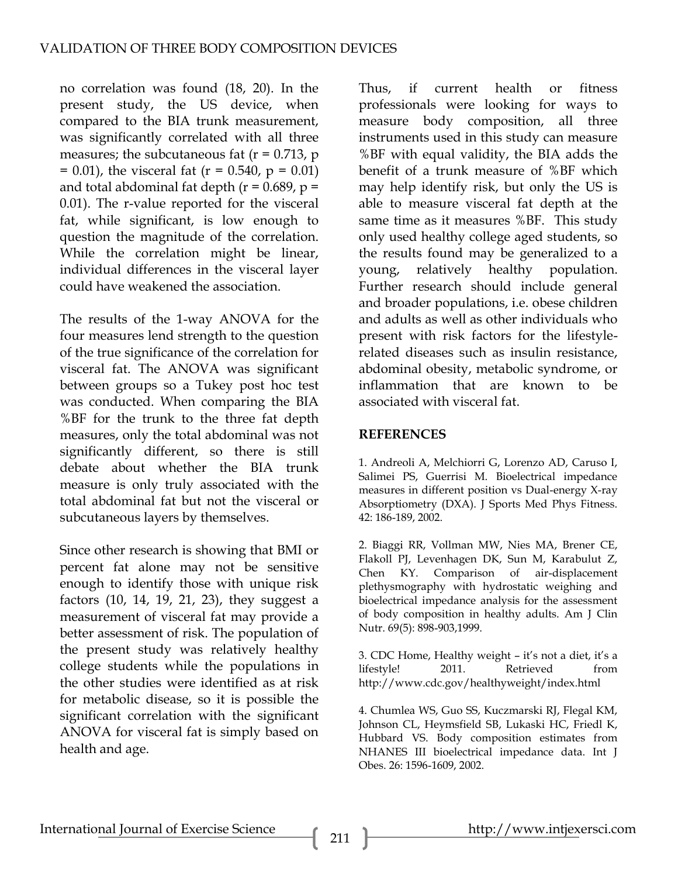no correlation was found (18, 20). In the present study, the US device, when compared to the BIA trunk measurement, was significantly correlated with all three measures; the subcutaneous fat ($r = 0.713$, $p = 0.01$), the visceral fat ($r = 0.540$, $p = 0.01$) and total abdominal fat depth ($r = 0.689$, $p = 0.01$). The r-value reported for the visceral fat, while significant, is low enough to question the magnitude of the correlation. While the correlation might be linear, individual differences in the visceral layer could have weakened the association.

The results of the 1-way ANOVA for the four measures lend strength to the question of the true significance of the correlation for visceral fat. The ANOVA was significant between groups so a Tukey post hoc test was conducted. When comparing the BIA %BF for the trunk to the three fat depth measures, only the total abdominal was not significantly different, so there is still debate about whether the BIA trunk measure is only truly associated with the total abdominal fat but not the visceral or subcutaneous layers by themselves.

Since other research is showing that BMI or percent fat alone may not be sensitive enough to identify those with unique risk factors (10, 14, 19, 21, 23), they suggest a measurement of visceral fat may provide a better assessment of risk. The population of the present study was relatively healthy college students while the populations in the other studies were identified as at risk for metabolic disease, so it is possible the significant correlation with the significant ANOVA for visceral fat is simply based on health and age.

Thus, if current health or fitness professionals were looking for ways to measure body composition, all three instruments used in this study can measure %BF with equal validity, the BIA adds the benefit of a trunk measure of %BF which may help identify risk, but only the US is able to measure visceral fat depth at the same time as it measures %BF. This study only used healthy college aged students, so the results found may be generalized to a young, relatively healthy population. Further research should include general and broader populations, i.e. obese children and adults as well as other individuals who present with risk factors for the lifestyle-related diseases such as insulin resistance, abdominal obesity, metabolic syndrome, or inflammation that are known to be associated with visceral fat.

## REFERENCES

1. Andreoli A, Melchiorri G, Lorenzo AD, Caruso I, Salimei PS, Guerrisi M. Bioelectrical impedance measures in different position vs Dual-energy X-ray Absorptiometry (DXA). J Sports Med Phys Fitness. 42: 186-189, 2002.

2. Biaggi RR, Vollman MW, Nies MA, Brener CE, Flakoll PJ, Levenhagen DK, Sun M, Karabulut Z, Chen KY. Comparison of air-displacement plethysmography with hydrostatic weighing and bioelectrical impedance analysis for the assessment of body composition in healthy adults. Am J Clin Nutr. 69(5): 898-903,1999.

3. CDC Home, Healthy weight – it's not a diet, it's a lifestyle! 2011. Retrieved from http://www.cdc.gov/healthyweight/index.html

4. Chumlea WS, Guo SS, Kuczmarski RJ, Flegal KM, Johnson CL, Heymsfield SB, Lukaski HC, Friedl K, Hubbard VS. Body composition estimates from NHANES III bioelectrical impedance data. Int J Obes. 26: 1596-1609, 2002.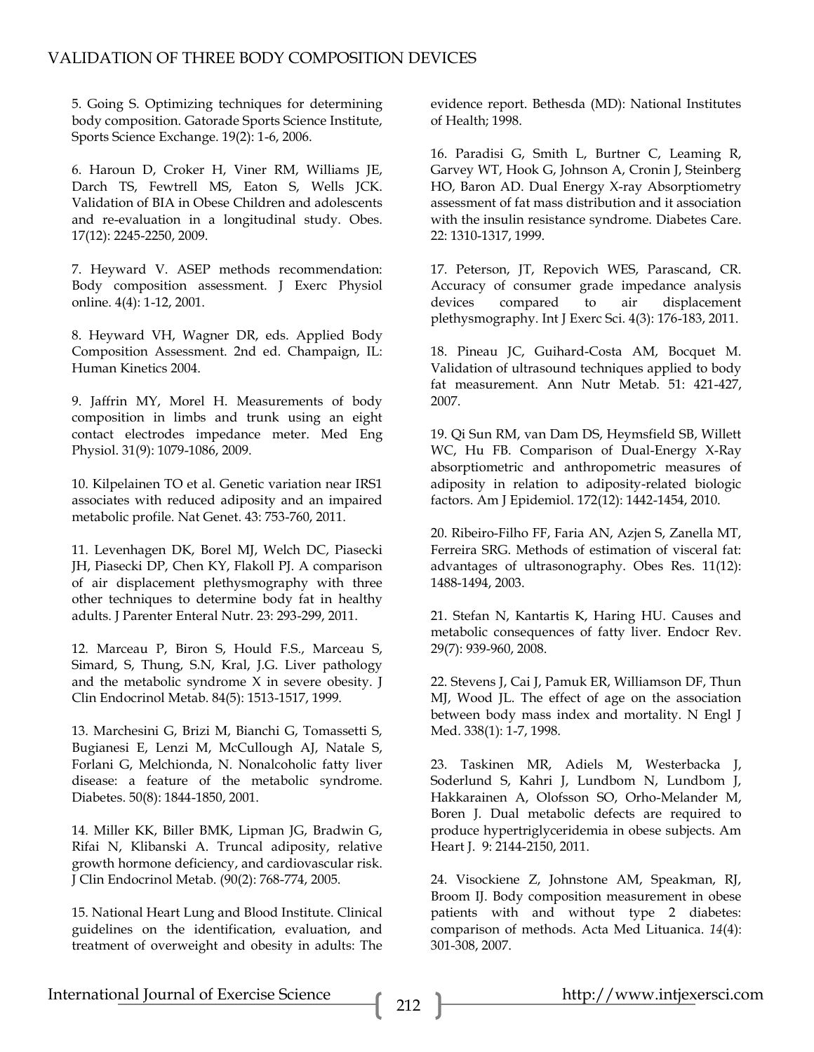5. Going S. Optimizing techniques for determining body composition. Gatorade Sports Science Institute, Sports Science Exchange. 19(2): 1-6, 2006.

6. Haroun D, Croker H, Viner RM, Williams JE, Darch TS, Fewtrell MS, Eaton S, Wells JCK. Validation of BIA in Obese Children and adolescents and re-evaluation in a longitudinal study. Obes. 17(12): 2245-2250, 2009.

7. Heyward V. ASEP methods recommendation: Body composition assessment. J Exerc Physiol online. 4(4): 1-12, 2001.

8. Heyward VH, Wagner DR, eds. Applied Body Composition Assessment. 2nd ed. Champaign, IL: Human Kinetics 2004.

9. Jaffrin MY, Morel H. Measurements of body composition in limbs and trunk using an eight contact electrodes impedance meter. Med Eng Physiol. 31(9): 1079-1086, 2009.

10. Kilpelainen TO et al. Genetic variation near IRS1 associates with reduced adiposity and an impaired metabolic profile. Nat Genet. 43: 753-760, 2011.

11. Levenhagen DK, Borel MJ, Welch DC, Piasecki JH, Piasecki DP, Chen KY, Flakoll PJ. A comparison of air displacement plethysmography with three other techniques to determine body fat in healthy adults. J Parenter Enteral Nutr. 23: 293-299, 2011.

12. Marceau P, Biron S, Hould F.S., Marceau S, Simard, S, Thung, S.N, Kral, J.G. Liver pathology and the metabolic syndrome X in severe obesity. J Clin Endocrinol Metab. 84(5): 1513-1517, 1999.

13. Marchesini G, Brizi M, Bianchi G, Tomassetti S, Bugianesi E, Lenzi M, McCullough AJ, Natale S, Forlani G, Melchionda, N. Nonalcoholic fatty liver disease: a feature of the metabolic syndrome. Diabetes. 50(8): 1844-1850, 2001.

14. Miller KK, Biller BMK, Lipman JG, Bradwin G, Rifai N, Klibanski A. Truncal adiposity, relative growth hormone deficiency, and cardiovascular risk. J Clin Endocrinol Metab. (90(2): 768-774, 2005.

15. National Heart Lung and Blood Institute. Clinical guidelines on the identification, evaluation, and treatment of overweight and obesity in adults: The evidence report. Bethesda (MD): National Institutes of Health; 1998.

16. Paradisi G, Smith L, Burtner C, Leaming R, Garvey WT, Hook G, Johnson A, Cronin J, Steinberg HO, Baron AD. Dual Energy X-ray Absorptiometry assessment of fat mass distribution and it association with the insulin resistance syndrome. Diabetes Care. 22: 1310-1317, 1999.

17. Peterson, JT, Repovich WES, Parascand, CR. Accuracy of consumer grade impedance analysis devices compared to air displacement plethysmography. Int J Exerc Sci. 4(3): 176-183, 2011.

18. Pineau JC, Guihard-Costa AM, Bocquet M. Validation of ultrasound techniques applied to body fat measurement. Ann Nutr Metab. 51: 421-427, 2007.

19. Qi Sun RM, van Dam DS, Heymsfield SB, Willett WC, Hu FB. Comparison of Dual-Energy X-Ray absorptiometric and anthropometric measures of adiposity in relation to adiposity-related biologic factors. Am J Epidemiol. 172(12): 1442-1454, 2010.

20. Ribeiro-Filho FF, Faria AN, Azjen S, Zanella MT, Ferreira SRG. Methods of estimation of visceral fat: advantages of ultrasonography. Obes Res. 11(12): 1488-1494, 2003.

21. Stefan N, Kantartis K, Haring HU. Causes and metabolic consequences of fatty liver. Endocr Rev. 29(7): 939-960, 2008.

22. Stevens J, Cai J, Pamuk ER, Williamson DF, Thun MJ, Wood JL. The effect of age on the association between body mass index and mortality. N Engl J Med. 338(1): 1-7, 1998.

23. Taskinen MR, Adiels M, Westerbacka J, Soderlund S, Kahri J, Lundbom N, Lundbom J, Hakkarainen A, Olofsson SO, Orho-Melander M, Boren J. Dual metabolic defects are required to produce hypertriglyceridemia in obese subjects. Am Heart J. 9: 2144-2150, 2011.

24. Visockiene Z, Johnstone AM, Speakman, RJ, Broom IJ. Body composition measurement in obese patients with and without type 2 diabetes: comparison of methods. Acta Med Lituanica. *14*(4): 301-308, 2007.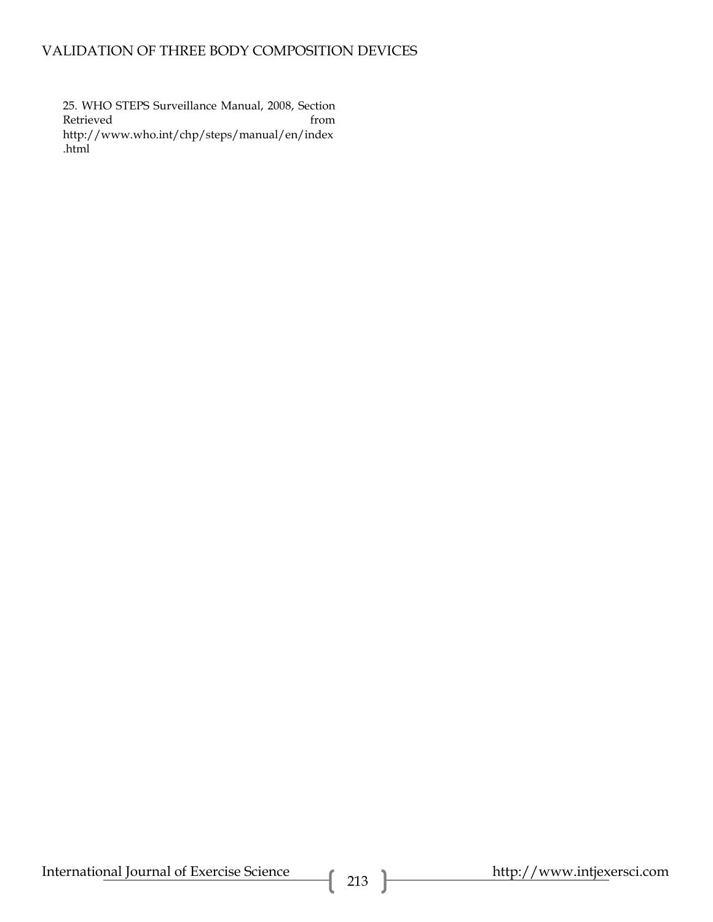25. WHO STEPS Surveillance Manual, 2008, Section Retrieved from http://www.who.int/chp/steps/manual/en/index.html